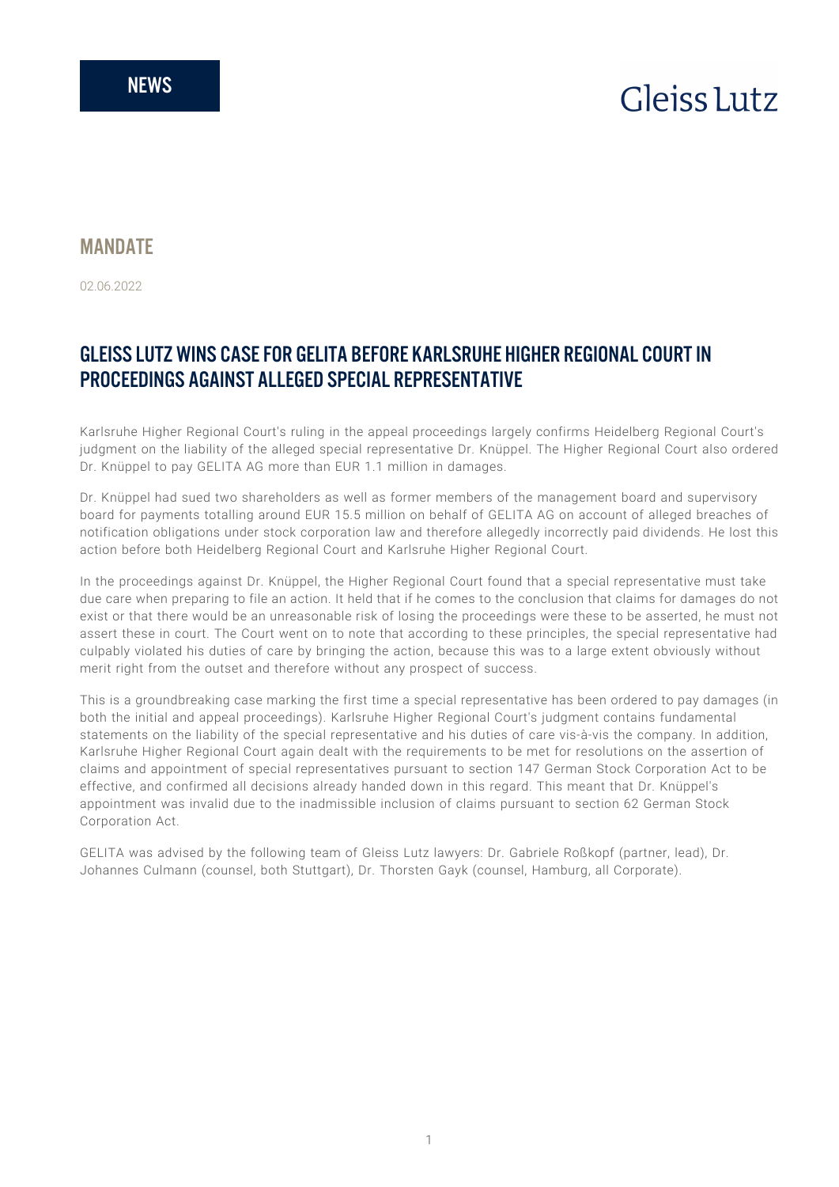NEWS

Gleiss Lutz

## MANDATE

02.06.2022

# GLEISS LUTZ WINS CASE FOR GELITA BEFORE KARLSRUHE HIGHER REGIONAL COURT IN PROCEEDINGS AGAINST ALLEGED SPECIAL REPRESENTATIVE

Karlsruhe Higher Regional Court's ruling in the appeal proceedings largely confirms Heidelberg Regional Court's judgment on the liability of the alleged special representative Dr. Knüppel. The Higher Regional Court also ordered Dr. Knüppel to pay GELITA AG more than EUR 1.1 million in damages.

Dr. Knüppel had sued two shareholders as well as former members of the management board and supervisory board for payments totalling around EUR 15.5 million on behalf of GELITA AG on account of alleged breaches of notification obligations under stock corporation law and therefore allegedly incorrectly paid dividends. He lost this action before both Heidelberg Regional Court and Karlsruhe Higher Regional Court.

In the proceedings against Dr. Knüppel, the Higher Regional Court found that a special representative must take due care when preparing to file an action. It held that if he comes to the conclusion that claims for damages do not exist or that there would be an unreasonable risk of losing the proceedings were these to be asserted, he must not assert these in court. The Court went on to note that according to these principles, the special representative had culpably violated his duties of care by bringing the action, because this was to a large extent obviously without merit right from the outset and therefore without any prospect of success.

This is a groundbreaking case marking the first time a special representative has been ordered to pay damages (in both the initial and appeal proceedings). Karlsruhe Higher Regional Court's judgment contains fundamental statements on the liability of the special representative and his duties of care vis-à-vis the company. In addition, Karlsruhe Higher Regional Court again dealt with the requirements to be met for resolutions on the assertion of claims and appointment of special representatives pursuant to section 147 German Stock Corporation Act to be effective, and confirmed all decisions already handed down in this regard. This meant that Dr. Knüppel's appointment was invalid due to the inadmissible inclusion of claims pursuant to section 62 German Stock Corporation Act.

GELITA was advised by the following team of Gleiss Lutz lawyers: Dr. Gabriele Roßkopf (partner, lead), Dr. Johannes Culmann (counsel, both Stuttgart), Dr. Thorsten Gayk (counsel, Hamburg, all Corporate).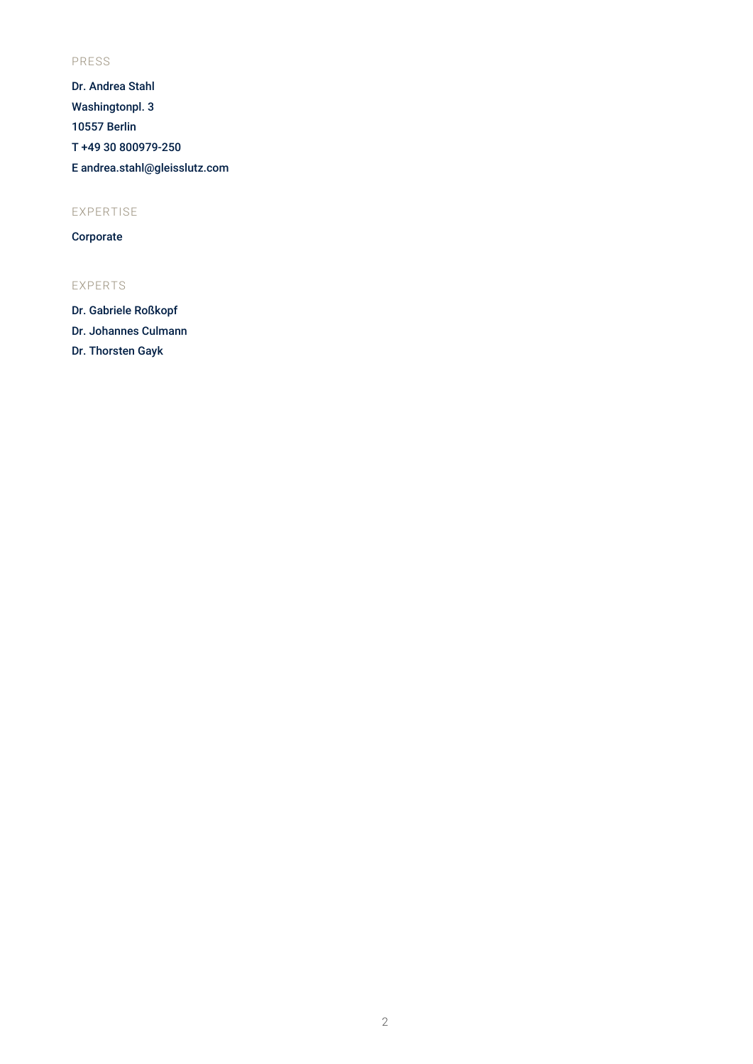PRESS

Dr. Andrea Stahl
Washingtonpl. 3
10557 Berlin
T +49 30 800979-250
E andrea.stahl@gleisslutz.com

EXPERTISE

Corporate

EXPERTS

Dr. Gabriele Roßkopf
Dr. Johannes Culmann
Dr. Thorsten Gayk